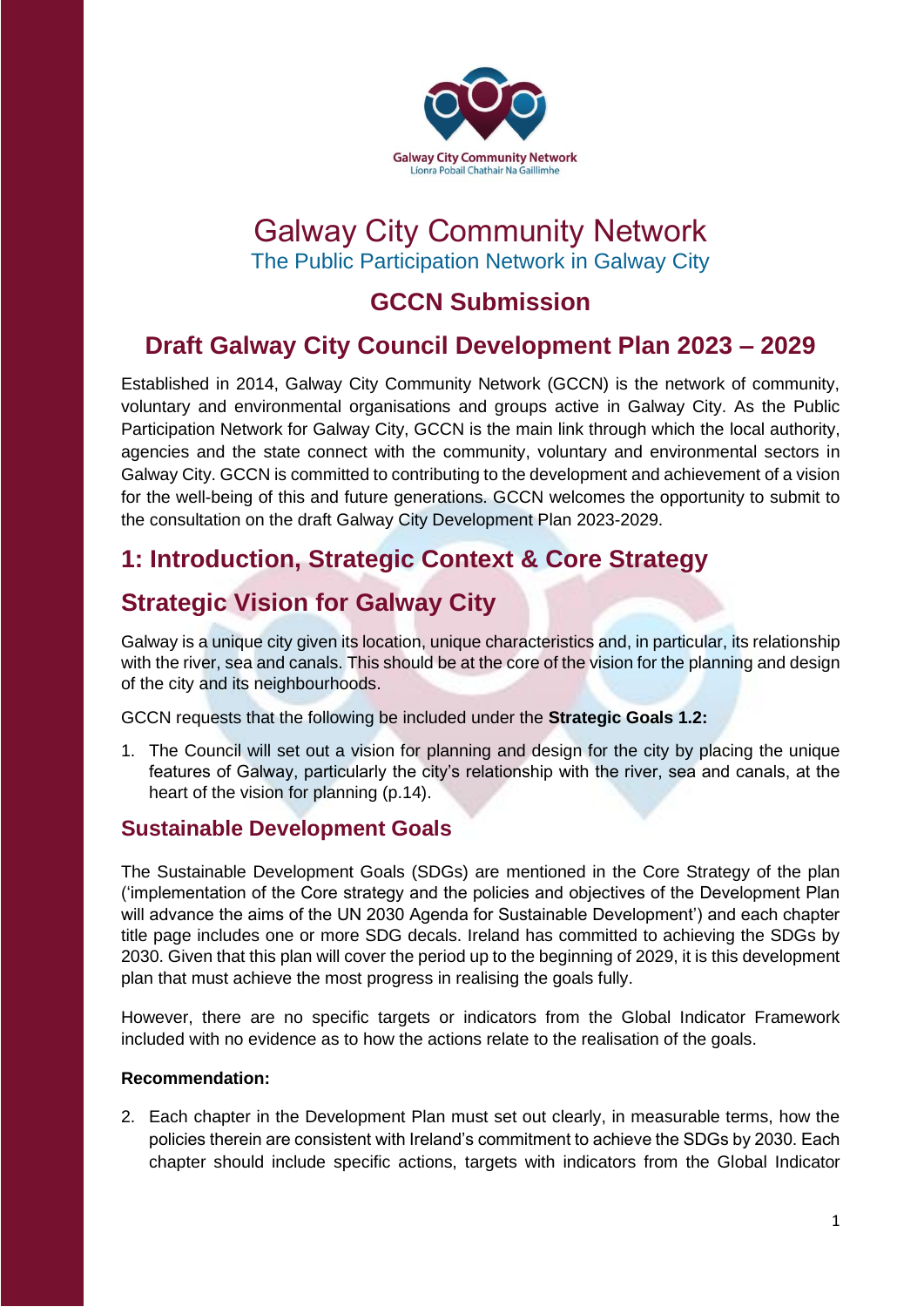Galway City Community Network
Líonra Pobail Chathair Na Gaillimhe

# Galway City Community Network

The Public Participation Network in Galway City

## GCCN Submission

## Draft Galway City Council Development Plan 2023 – 2029

Established in 2014, Galway City Community Network (GCCN) is the network of community, voluntary and environmental organisations and groups active in Galway City. As the Public Participation Network for Galway City, GCCN is the main link through which the local authority, agencies and the state connect with the community, voluntary and environmental sectors in Galway City. GCCN is committed to contributing to the development and achievement of a vision for the well-being of this and future generations. GCCN welcomes the opportunity to submit to the consultation on the draft Galway City Development Plan 2023-2029.

## 1: Introduction, Strategic Context & Core Strategy

## Strategic Vision for Galway City

Galway is a unique city given its location, unique characteristics and, in particular, its relationship with the river, sea and canals. This should be at the core of the vision for the planning and design of the city and its neighbourhoods.

GCCN requests that the following be included under the **Strategic Goals 1.2:**

1. The Council will set out a vision for planning and design for the city by placing the unique features of Galway, particularly the city's relationship with the river, sea and canals, at the heart of the vision for planning (p.14).

### Sustainable Development Goals

The Sustainable Development Goals (SDGs) are mentioned in the Core Strategy of the plan ('implementation of the Core strategy and the policies and objectives of the Development Plan will advance the aims of the UN 2030 Agenda for Sustainable Development') and each chapter title page includes one or more SDG decals. Ireland has committed to achieving the SDGs by 2030. Given that this plan will cover the period up to the beginning of 2029, it is this development plan that must achieve the most progress in realising the goals fully.

However, there are no specific targets or indicators from the Global Indicator Framework included with no evidence as to how the actions relate to the realisation of the goals.

**Recommendation:**

2. Each chapter in the Development Plan must set out clearly, in measurable terms, how the policies therein are consistent with Ireland's commitment to achieve the SDGs by 2030. Each chapter should include specific actions, targets with indicators from the Global Indicator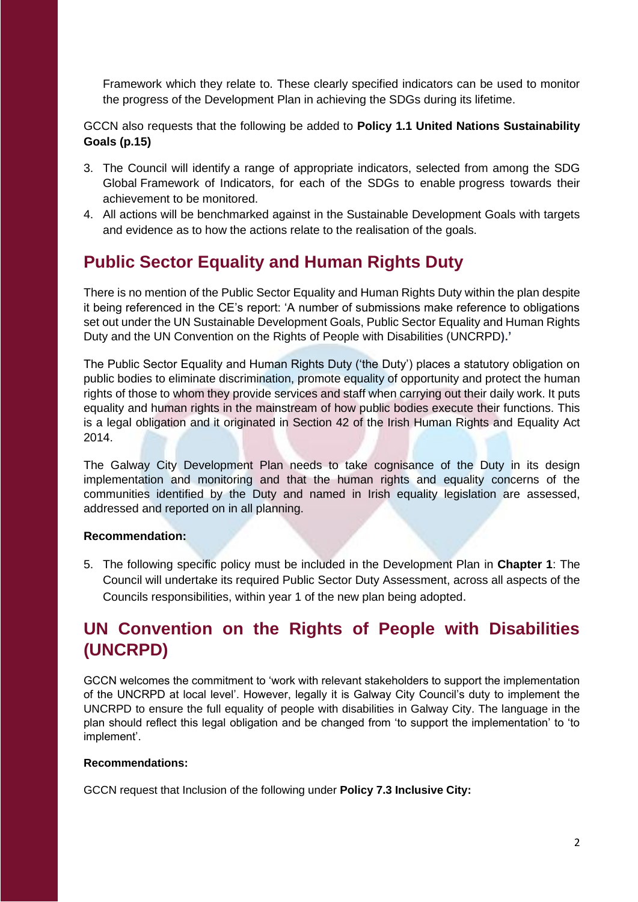Framework which they relate to. These clearly specified indicators can be used to monitor the progress of the Development Plan in achieving the SDGs during its lifetime.

GCCN also requests that the following be added to **Policy 1.1 United Nations Sustainability Goals (p.15)**

3. The Council will identify a range of appropriate indicators, selected from among the SDG Global Framework of Indicators, for each of the SDGs to enable progress towards their achievement to be monitored.
4. All actions will be benchmarked against in the Sustainable Development Goals with targets and evidence as to how the actions relate to the realisation of the goals.

## Public Sector Equality and Human Rights Duty

There is no mention of the Public Sector Equality and Human Rights Duty within the plan despite it being referenced in the CE's report: 'A number of submissions make reference to obligations set out under the UN Sustainable Development Goals, Public Sector Equality and Human Rights Duty and the UN Convention on the Rights of People with Disabilities (UNCRPD**).'**

The Public Sector Equality and Human Rights Duty ('the Duty') places a statutory obligation on public bodies to eliminate discrimination, promote equality of opportunity and protect the human rights of those to whom they provide services and staff when carrying out their daily work. It puts equality and human rights in the mainstream of how public bodies execute their functions. This is a legal obligation and it originated in Section 42 of the Irish Human Rights and Equality Act 2014.

The Galway City Development Plan needs to take cognisance of the Duty in its design implementation and monitoring and that the human rights and equality concerns of the communities identified by the Duty and named in Irish equality legislation are assessed, addressed and reported on in all planning.

**Recommendation:**

5. The following specific policy must be included in the Development Plan in **Chapter 1**: The Council will undertake its required Public Sector Duty Assessment, across all aspects of the Councils responsibilities, within year 1 of the new plan being adopted.

## UN Convention on the Rights of People with Disabilities (UNCRPD)

GCCN welcomes the commitment to 'work with relevant stakeholders to support the implementation of the UNCRPD at local level'. However, legally it is Galway City Council's duty to implement the UNCRPD to ensure the full equality of people with disabilities in Galway City. The language in the plan should reflect this legal obligation and be changed from 'to support the implementation' to 'to implement'.

**Recommendations:**

GCCN request that Inclusion of the following under **Policy 7.3 Inclusive City:**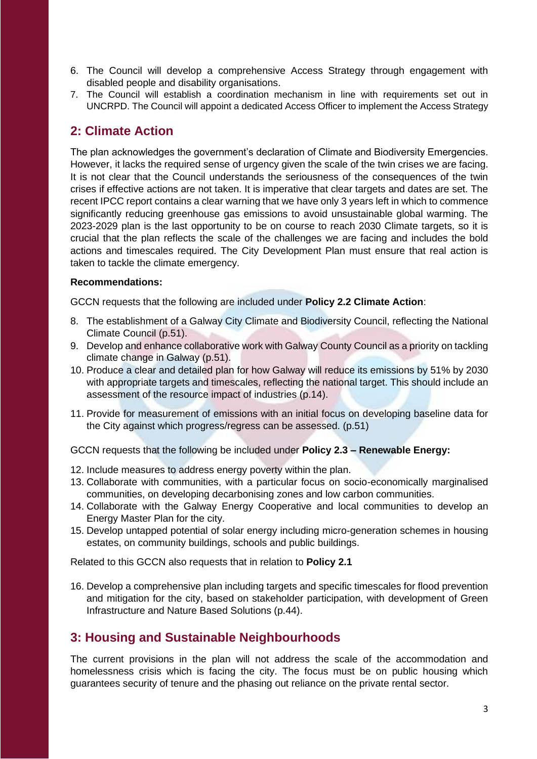6. The Council will develop a comprehensive Access Strategy through engagement with disabled people and disability organisations.
7. The Council will establish a coordination mechanism in line with requirements set out in UNCRPD. The Council will appoint a dedicated Access Officer to implement the Access Strategy

## 2: Climate Action

The plan acknowledges the government's declaration of Climate and Biodiversity Emergencies. However, it lacks the required sense of urgency given the scale of the twin crises we are facing. It is not clear that the Council understands the seriousness of the consequences of the twin crises if effective actions are not taken. It is imperative that clear targets and dates are set. The recent IPCC report contains a clear warning that we have only 3 years left in which to commence significantly reducing greenhouse gas emissions to avoid unsustainable global warming. The 2023-2029 plan is the last opportunity to be on course to reach 2030 Climate targets, so it is crucial that the plan reflects the scale of the challenges we are facing and includes the bold actions and timescales required. The City Development Plan must ensure that real action is taken to tackle the climate emergency.

**Recommendations:**

GCCN requests that the following are included under **Policy 2.2 Climate Action**:

8. The establishment of a Galway City Climate and Biodiversity Council, reflecting the National Climate Council (p.51).
9. Develop and enhance collaborative work with Galway County Council as a priority on tackling climate change in Galway (p.51).
10. Produce a clear and detailed plan for how Galway will reduce its emissions by 51% by 2030 with appropriate targets and timescales, reflecting the national target. This should include an assessment of the resource impact of industries (p.14).
11. Provide for measurement of emissions with an initial focus on developing baseline data for the City against which progress/regress can be assessed. (p.51)

GCCN requests that the following be included under **Policy 2.3 – Renewable Energy:**

12. Include measures to address energy poverty within the plan.
13. Collaborate with communities, with a particular focus on socio-economically marginalised communities, on developing decarbonising zones and low carbon communities.
14. Collaborate with the Galway Energy Cooperative and local communities to develop an Energy Master Plan for the city.
15. Develop untapped potential of solar energy including micro-generation schemes in housing estates, on community buildings, schools and public buildings.

Related to this GCCN also requests that in relation to **Policy 2.1**

16. Develop a comprehensive plan including targets and specific timescales for flood prevention and mitigation for the city, based on stakeholder participation, with development of Green Infrastructure and Nature Based Solutions (p.44).

## 3: Housing and Sustainable Neighbourhoods

The current provisions in the plan will not address the scale of the accommodation and homelessness crisis which is facing the city. The focus must be on public housing which guarantees security of tenure and the phasing out reliance on the private rental sector.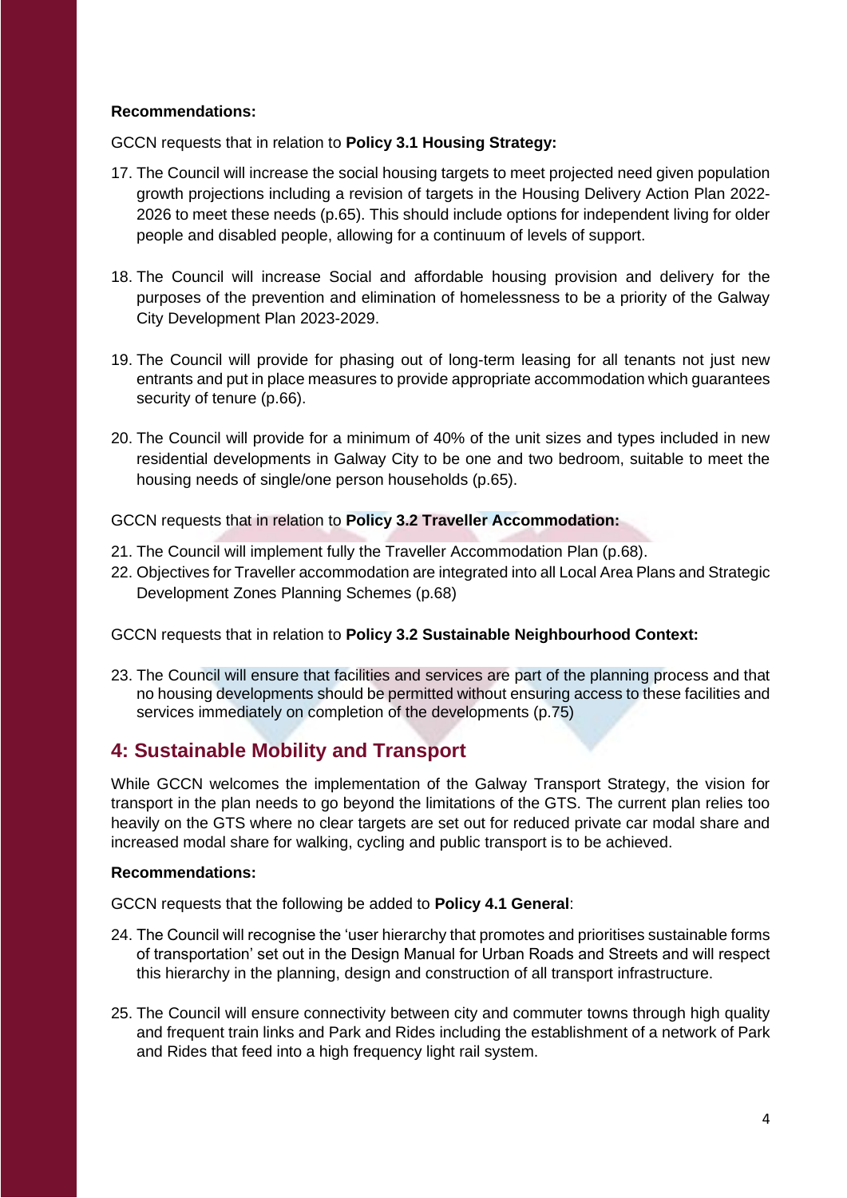**Recommendations:**

GCCN requests that in relation to **Policy 3.1 Housing Strategy:**

17. The Council will increase the social housing targets to meet projected need given population growth projections including a revision of targets in the Housing Delivery Action Plan 2022-2026 to meet these needs (p.65). This should include options for independent living for older people and disabled people, allowing for a continuum of levels of support.

18. The Council will increase Social and affordable housing provision and delivery for the purposes of the prevention and elimination of homelessness to be a priority of the Galway City Development Plan 2023-2029.

19. The Council will provide for phasing out of long-term leasing for all tenants not just new entrants and put in place measures to provide appropriate accommodation which guarantees security of tenure (p.66).

20. The Council will provide for a minimum of 40% of the unit sizes and types included in new residential developments in Galway City to be one and two bedroom, suitable to meet the housing needs of single/one person households (p.65).

GCCN requests that in relation to **Policy 3.2 Traveller Accommodation:**

21. The Council will implement fully the Traveller Accommodation Plan (p.68).
22. Objectives for Traveller accommodation are integrated into all Local Area Plans and Strategic Development Zones Planning Schemes (p.68)

GCCN requests that in relation to **Policy 3.2 Sustainable Neighbourhood Context:**

23. The Council will ensure that facilities and services are part of the planning process and that no housing developments should be permitted without ensuring access to these facilities and services immediately on completion of the developments (p.75)

## 4: Sustainable Mobility and Transport

While GCCN welcomes the implementation of the Galway Transport Strategy, the vision for transport in the plan needs to go beyond the limitations of the GTS. The current plan relies too heavily on the GTS where no clear targets are set out for reduced private car modal share and increased modal share for walking, cycling and public transport is to be achieved.

**Recommendations:**

GCCN requests that the following be added to **Policy 4.1 General**:

24. The Council will recognise the 'user hierarchy that promotes and prioritises sustainable forms of transportation' set out in the Design Manual for Urban Roads and Streets and will respect this hierarchy in the planning, design and construction of all transport infrastructure.

25. The Council will ensure connectivity between city and commuter towns through high quality and frequent train links and Park and Rides including the establishment of a network of Park and Rides that feed into a high frequency light rail system.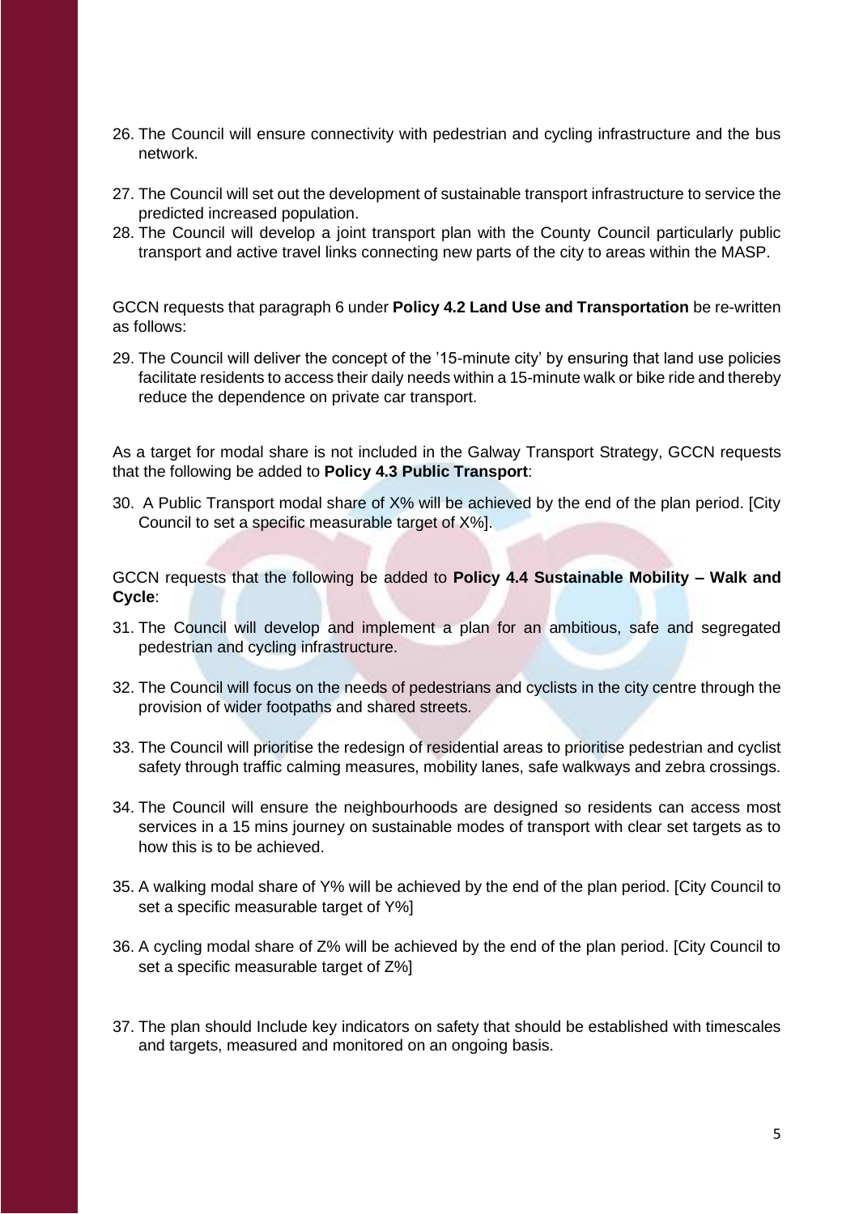26. The Council will ensure connectivity with pedestrian and cycling infrastructure and the bus network.

27. The Council will set out the development of sustainable transport infrastructure to service the predicted increased population.
28. The Council will develop a joint transport plan with the County Council particularly public transport and active travel links connecting new parts of the city to areas within the MASP.

GCCN requests that paragraph 6 under **Policy 4.2 Land Use and Transportation** be re-written as follows:

29. The Council will deliver the concept of the '15-minute city' by ensuring that land use policies facilitate residents to access their daily needs within a 15-minute walk or bike ride and thereby reduce the dependence on private car transport.

As a target for modal share is not included in the Galway Transport Strategy, GCCN requests that the following be added to **Policy 4.3 Public Transport**:

30. A Public Transport modal share of X% will be achieved by the end of the plan period. [City Council to set a specific measurable target of X%].

GCCN requests that the following be added to **Policy 4.4 Sustainable Mobility – Walk and Cycle**:

31. The Council will develop and implement a plan for an ambitious, safe and segregated pedestrian and cycling infrastructure.

32. The Council will focus on the needs of pedestrians and cyclists in the city centre through the provision of wider footpaths and shared streets.

33. The Council will prioritise the redesign of residential areas to prioritise pedestrian and cyclist safety through traffic calming measures, mobility lanes, safe walkways and zebra crossings.

34. The Council will ensure the neighbourhoods are designed so residents can access most services in a 15 mins journey on sustainable modes of transport with clear set targets as to how this is to be achieved.

35. A walking modal share of Y% will be achieved by the end of the plan period. [City Council to set a specific measurable target of Y%]

36. A cycling modal share of Z% will be achieved by the end of the plan period. [City Council to set a specific measurable target of Z%]

37. The plan should Include key indicators on safety that should be established with timescales and targets, measured and monitored on an ongoing basis.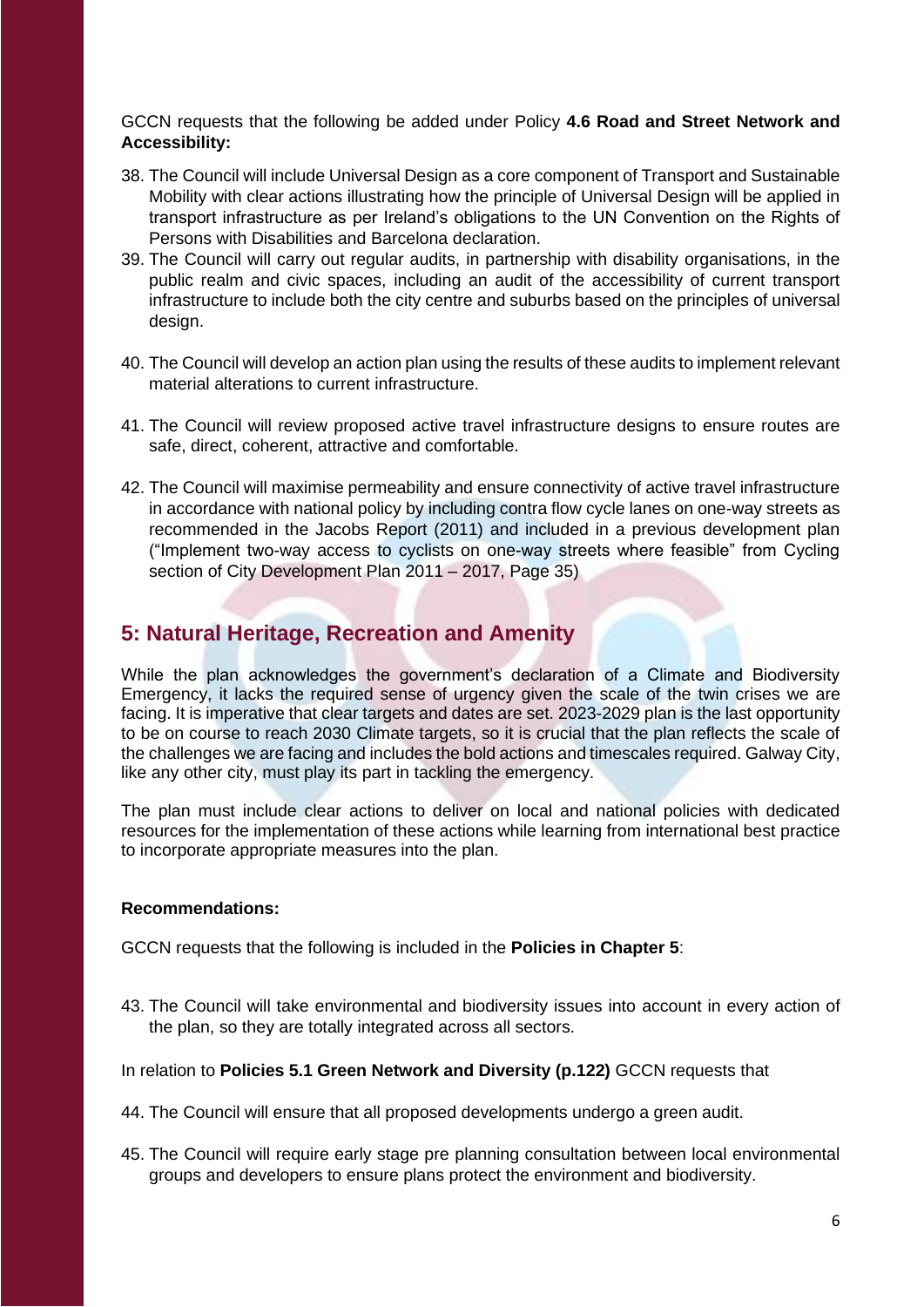GCCN requests that the following be added under Policy **4.6 Road and Street Network and Accessibility:**

38. The Council will include Universal Design as a core component of Transport and Sustainable Mobility with clear actions illustrating how the principle of Universal Design will be applied in transport infrastructure as per Ireland's obligations to the UN Convention on the Rights of Persons with Disabilities and Barcelona declaration.
39. The Council will carry out regular audits, in partnership with disability organisations, in the public realm and civic spaces, including an audit of the accessibility of current transport infrastructure to include both the city centre and suburbs based on the principles of universal design.
40. The Council will develop an action plan using the results of these audits to implement relevant material alterations to current infrastructure.
41. The Council will review proposed active travel infrastructure designs to ensure routes are safe, direct, coherent, attractive and comfortable.
42. The Council will maximise permeability and ensure connectivity of active travel infrastructure in accordance with national policy by including contra flow cycle lanes on one-way streets as recommended in the Jacobs Report (2011) and included in a previous development plan ("Implement two-way access to cyclists on one-way streets where feasible" from Cycling section of City Development Plan 2011 – 2017, Page 35)

## 5: Natural Heritage, Recreation and Amenity

While the plan acknowledges the government's declaration of a Climate and Biodiversity Emergency, it lacks the required sense of urgency given the scale of the twin crises we are facing. It is imperative that clear targets and dates are set. 2023-2029 plan is the last opportunity to be on course to reach 2030 Climate targets, so it is crucial that the plan reflects the scale of the challenges we are facing and includes the bold actions and timescales required. Galway City, like any other city, must play its part in tackling the emergency.

The plan must include clear actions to deliver on local and national policies with dedicated resources for the implementation of these actions while learning from international best practice to incorporate appropriate measures into the plan.

**Recommendations:**

GCCN requests that the following is included in the **Policies in Chapter 5**:

43. The Council will take environmental and biodiversity issues into account in every action of the plan, so they are totally integrated across all sectors.

In relation to **Policies 5.1 Green Network and Diversity (p.122)** GCCN requests that

44. The Council will ensure that all proposed developments undergo a green audit.
45. The Council will require early stage pre planning consultation between local environmental groups and developers to ensure plans protect the environment and biodiversity.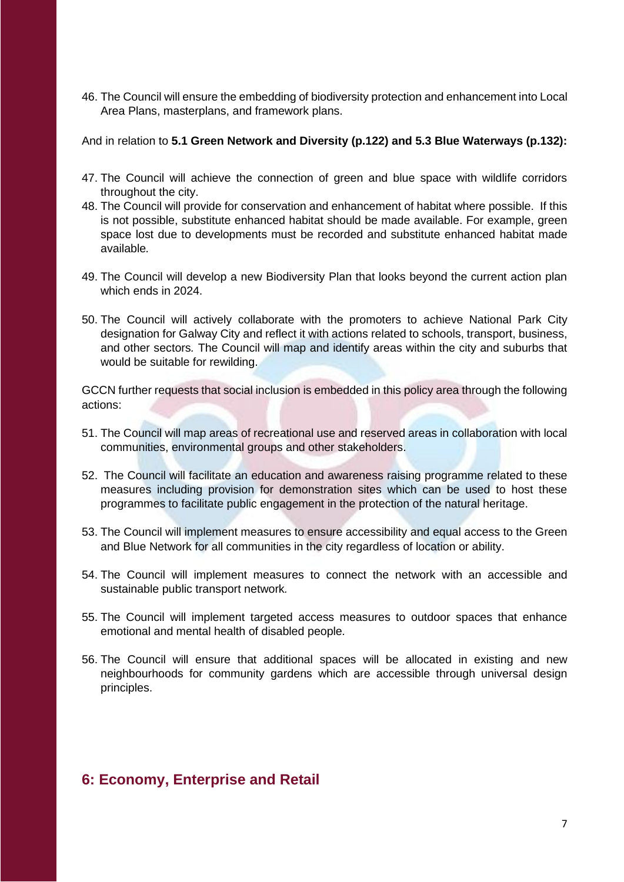46. The Council will ensure the embedding of biodiversity protection and enhancement into Local Area Plans, masterplans, and framework plans.

And in relation to **5.1 Green Network and Diversity (p.122) and 5.3 Blue Waterways (p.132):**

47. The Council will achieve the connection of green and blue space with wildlife corridors throughout the city.
48. The Council will provide for conservation and enhancement of habitat where possible. If this is not possible, substitute enhanced habitat should be made available. For example, green space lost due to developments must be recorded and substitute enhanced habitat made available.
49. The Council will develop a new Biodiversity Plan that looks beyond the current action plan which ends in 2024.
50. The Council will actively collaborate with the promoters to achieve National Park City designation for Galway City and reflect it with actions related to schools, transport, business, and other sectors. The Council will map and identify areas within the city and suburbs that would be suitable for rewilding.

GCCN further requests that social inclusion is embedded in this policy area through the following actions:

51. The Council will map areas of recreational use and reserved areas in collaboration with local communities, environmental groups and other stakeholders.
52. The Council will facilitate an education and awareness raising programme related to these measures including provision for demonstration sites which can be used to host these programmes to facilitate public engagement in the protection of the natural heritage.
53. The Council will implement measures to ensure accessibility and equal access to the Green and Blue Network for all communities in the city regardless of location or ability.
54. The Council will implement measures to connect the network with an accessible and sustainable public transport network.
55. The Council will implement targeted access measures to outdoor spaces that enhance emotional and mental health of disabled people.
56. The Council will ensure that additional spaces will be allocated in existing and new neighbourhoods for community gardens which are accessible through universal design principles.

## 6: Economy, Enterprise and Retail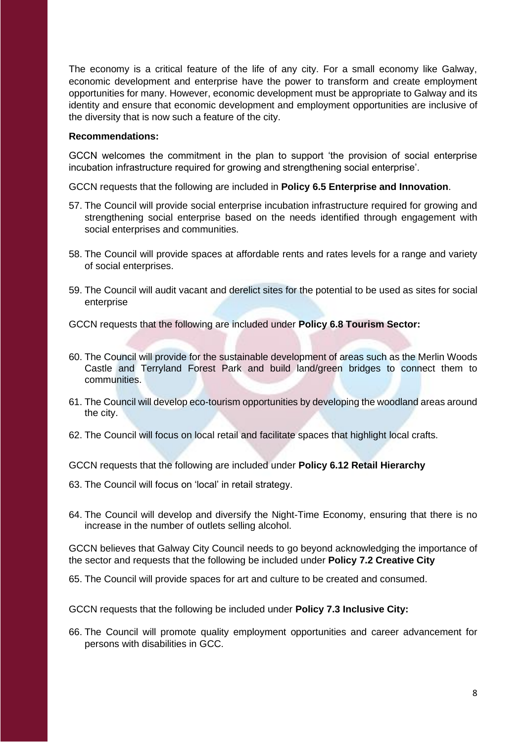The economy is a critical feature of the life of any city. For a small economy like Galway, economic development and enterprise have the power to transform and create employment opportunities for many. However, economic development must be appropriate to Galway and its identity and ensure that economic development and employment opportunities are inclusive of the diversity that is now such a feature of the city.

**Recommendations:**

GCCN welcomes the commitment in the plan to support 'the provision of social enterprise incubation infrastructure required for growing and strengthening social enterprise'.

GCCN requests that the following are included in **Policy 6.5 Enterprise and Innovation**.

57. The Council will provide social enterprise incubation infrastructure required for growing and strengthening social enterprise based on the needs identified through engagement with social enterprises and communities.

58. The Council will provide spaces at affordable rents and rates levels for a range and variety of social enterprises.

59. The Council will audit vacant and derelict sites for the potential to be used as sites for social enterprise

GCCN requests that the following are included under **Policy 6.8 Tourism Sector:**

60. The Council will provide for the sustainable development of areas such as the Merlin Woods Castle and Terryland Forest Park and build land/green bridges to connect them to communities.

61. The Council will develop eco-tourism opportunities by developing the woodland areas around the city.

62. The Council will focus on local retail and facilitate spaces that highlight local crafts.

GCCN requests that the following are included under **Policy 6.12 Retail Hierarchy**

63. The Council will focus on 'local' in retail strategy.

64. The Council will develop and diversify the Night-Time Economy, ensuring that there is no increase in the number of outlets selling alcohol.

GCCN believes that Galway City Council needs to go beyond acknowledging the importance of the sector and requests that the following be included under **Policy 7.2 Creative City**

65. The Council will provide spaces for art and culture to be created and consumed.

GCCN requests that the following be included under **Policy 7.3 Inclusive City:**

66. The Council will promote quality employment opportunities and career advancement for persons with disabilities in GCC.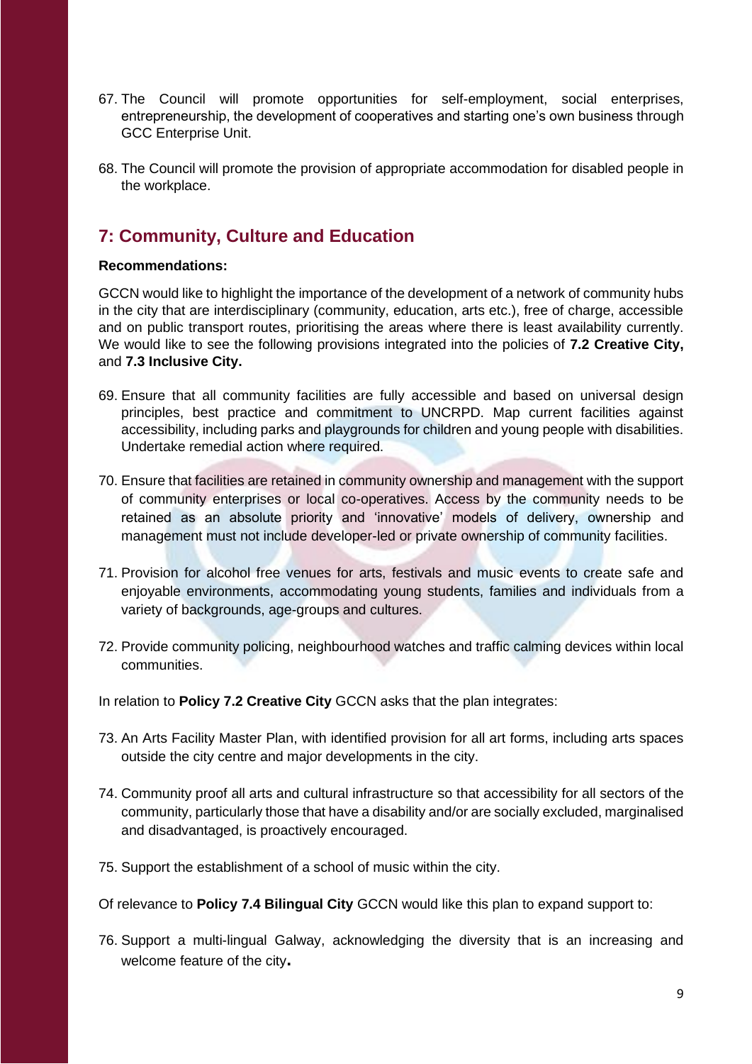67. The Council will promote opportunities for self-employment, social enterprises, entrepreneurship, the development of cooperatives and starting one's own business through GCC Enterprise Unit.

68. The Council will promote the provision of appropriate accommodation for disabled people in the workplace.

## 7: Community, Culture and Education

**Recommendations:**

GCCN would like to highlight the importance of the development of a network of community hubs in the city that are interdisciplinary (community, education, arts etc.), free of charge, accessible and on public transport routes, prioritising the areas where there is least availability currently. We would like to see the following provisions integrated into the policies of **7.2 Creative City,** and **7.3 Inclusive City.**

69. Ensure that all community facilities are fully accessible and based on universal design principles, best practice and commitment to UNCRPD. Map current facilities against accessibility, including parks and playgrounds for children and young people with disabilities. Undertake remedial action where required.

70. Ensure that facilities are retained in community ownership and management with the support of community enterprises or local co-operatives. Access by the community needs to be retained as an absolute priority and 'innovative' models of delivery, ownership and management must not include developer-led or private ownership of community facilities.

71. Provision for alcohol free venues for arts, festivals and music events to create safe and enjoyable environments, accommodating young students, families and individuals from a variety of backgrounds, age-groups and cultures.

72. Provide community policing, neighbourhood watches and traffic calming devices within local communities.

In relation to **Policy 7.2 Creative City** GCCN asks that the plan integrates:

73. An Arts Facility Master Plan, with identified provision for all art forms, including arts spaces outside the city centre and major developments in the city.

74. Community proof all arts and cultural infrastructure so that accessibility for all sectors of the community, particularly those that have a disability and/or are socially excluded, marginalised and disadvantaged, is proactively encouraged.

75. Support the establishment of a school of music within the city.

Of relevance to **Policy 7.4 Bilingual City** GCCN would like this plan to expand support to:

76. Support a multi-lingual Galway, acknowledging the diversity that is an increasing and welcome feature of the city.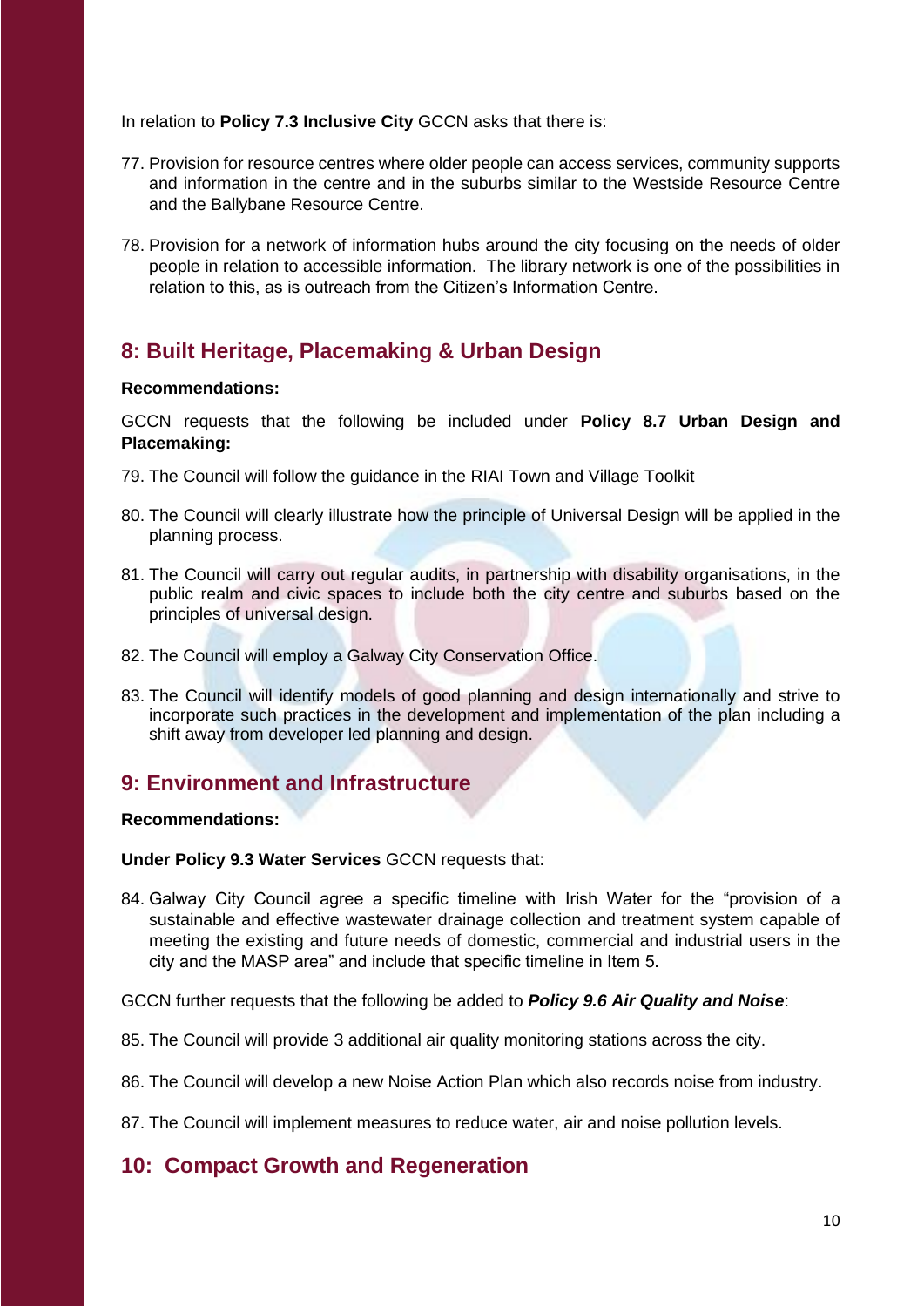In relation to **Policy 7.3 Inclusive City** GCCN asks that there is:

77. Provision for resource centres where older people can access services, community supports and information in the centre and in the suburbs similar to the Westside Resource Centre and the Ballybane Resource Centre.

78. Provision for a network of information hubs around the city focusing on the needs of older people in relation to accessible information. The library network is one of the possibilities in relation to this, as is outreach from the Citizen's Information Centre.

## 8: Built Heritage, Placemaking & Urban Design

**Recommendations:**

GCCN requests that the following be included under **Policy 8.7 Urban Design and Placemaking:**

79. The Council will follow the guidance in the RIAI Town and Village Toolkit

80. The Council will clearly illustrate how the principle of Universal Design will be applied in the planning process.

81. The Council will carry out regular audits, in partnership with disability organisations, in the public realm and civic spaces to include both the city centre and suburbs based on the principles of universal design.

82. The Council will employ a Galway City Conservation Office.

83. The Council will identify models of good planning and design internationally and strive to incorporate such practices in the development and implementation of the plan including a shift away from developer led planning and design.

## 9: Environment and Infrastructure

**Recommendations:**

**Under Policy 9.3 Water Services** GCCN requests that:

84. Galway City Council agree a specific timeline with Irish Water for the "provision of a sustainable and effective wastewater drainage collection and treatment system capable of meeting the existing and future needs of domestic, commercial and industrial users in the city and the MASP area" and include that specific timeline in Item 5.

GCCN further requests that the following be added to ***Policy 9.6 Air Quality and Noise***:

85. The Council will provide 3 additional air quality monitoring stations across the city.

86. The Council will develop a new Noise Action Plan which also records noise from industry.

87. The Council will implement measures to reduce water, air and noise pollution levels.

## 10: Compact Growth and Regeneration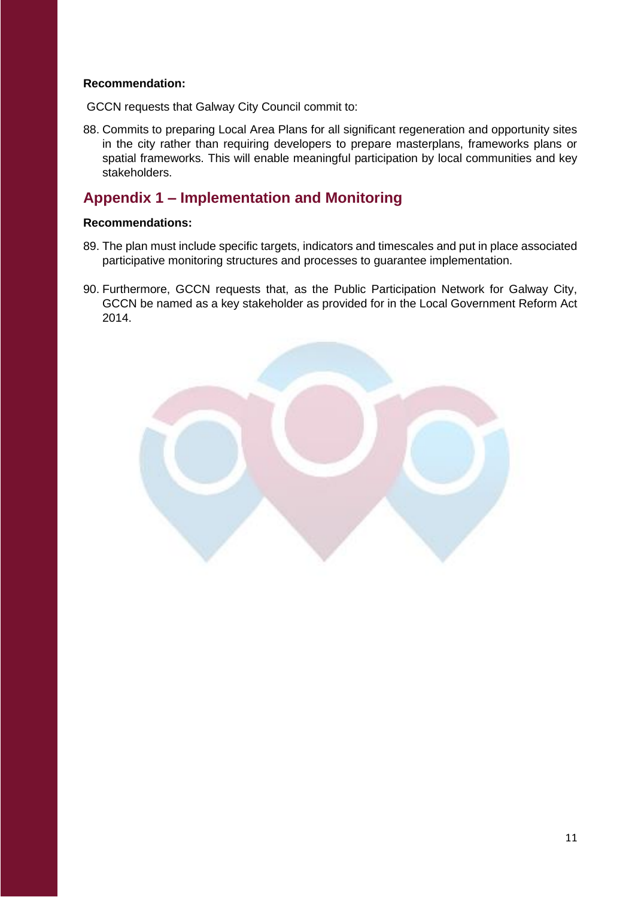**Recommendation:**

GCCN requests that Galway City Council commit to:

88. Commits to preparing Local Area Plans for all significant regeneration and opportunity sites in the city rather than requiring developers to prepare masterplans, frameworks plans or spatial frameworks. This will enable meaningful participation by local communities and key stakeholders.

## Appendix 1 – Implementation and Monitoring

**Recommendations:**

89. The plan must include specific targets, indicators and timescales and put in place associated participative monitoring structures and processes to guarantee implementation.

90. Furthermore, GCCN requests that, as the Public Participation Network for Galway City, GCCN be named as a key stakeholder as provided for in the Local Government Reform Act 2014.